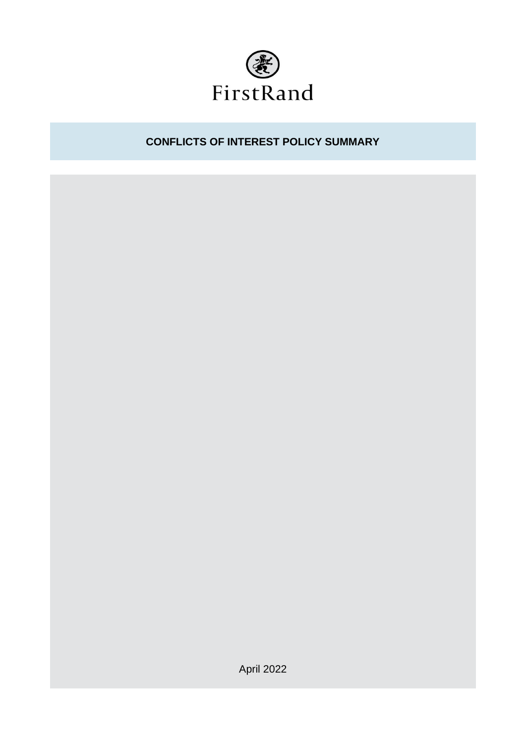FirstRand

# CONFLICTS OF INTEREST POLICY SUMMARY

April 2022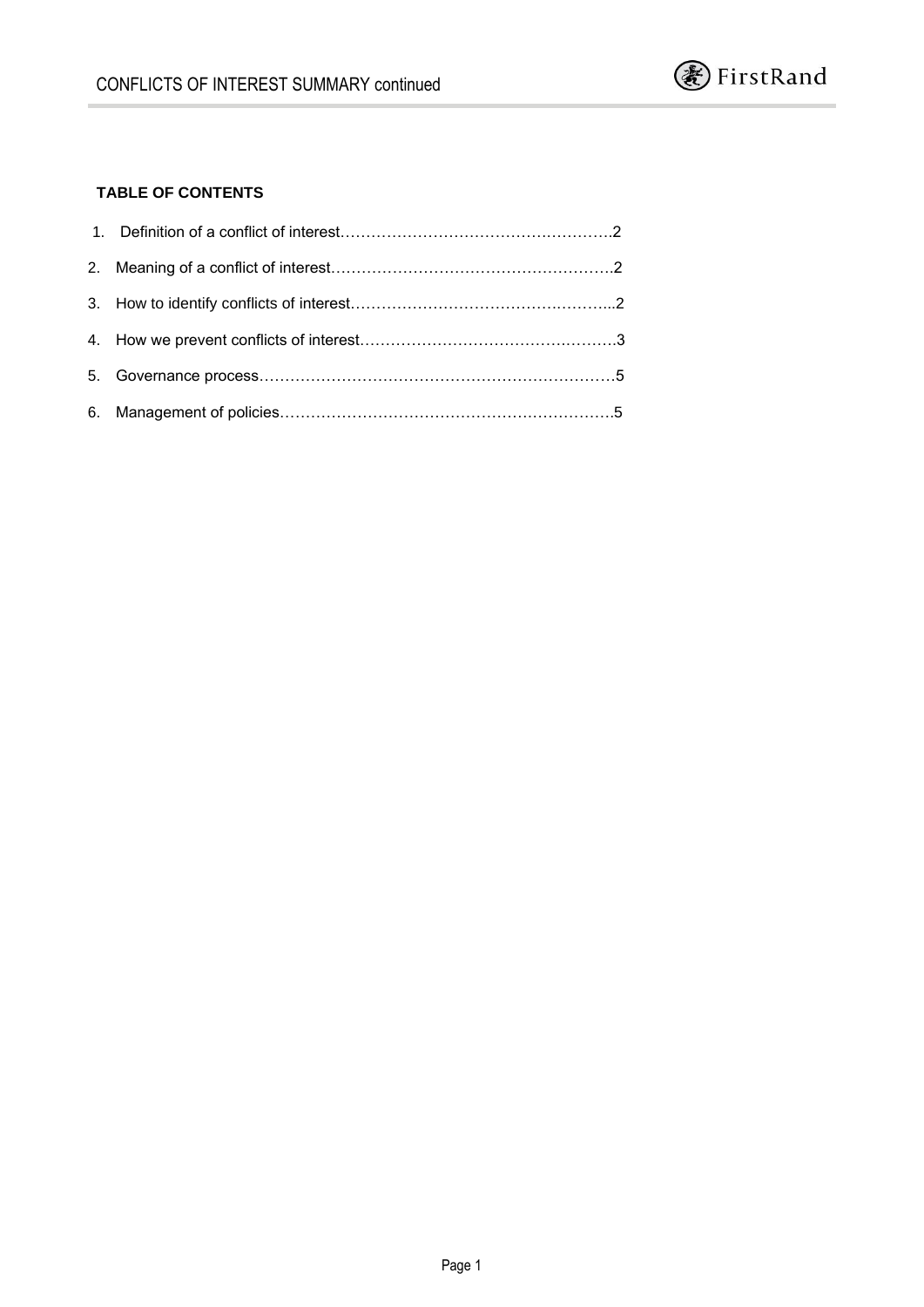**TABLE OF CONTENTS**

1. Definition of a conflict of interest……………………………………………….2
2. Meaning of a conflict of interest……………………………………………….2
3. How to identify conflicts of interest……………………………………………...2
4. How we prevent conflicts of interest…………………………………………….3
5. Governance process……………………………………………………………5
6. Management of policies………………………………………………………..5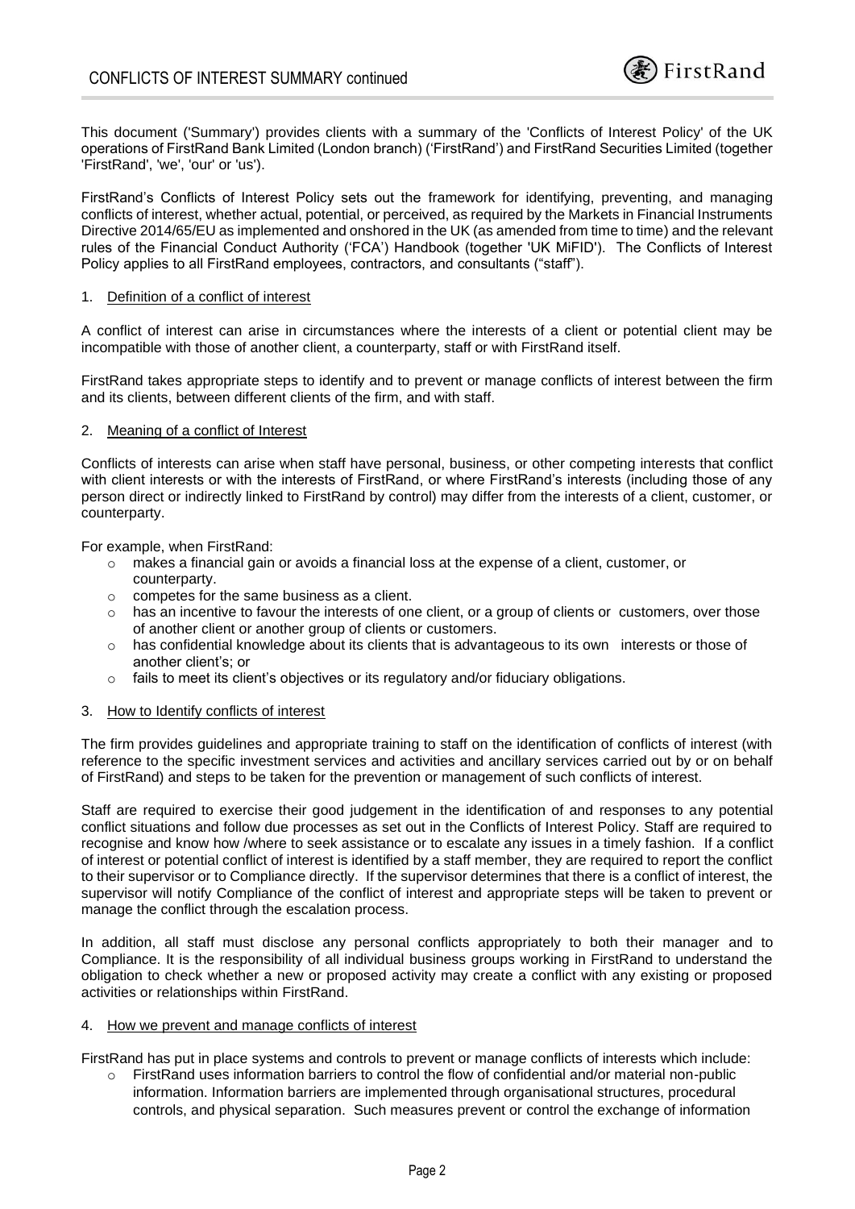This document ('Summary') provides clients with a summary of the 'Conflicts of Interest Policy' of the UK operations of FirstRand Bank Limited (London branch) ('FirstRand') and FirstRand Securities Limited (together 'FirstRand', 'we', 'our' or 'us').

FirstRand's Conflicts of Interest Policy sets out the framework for identifying, preventing, and managing conflicts of interest, whether actual, potential, or perceived, as required by the Markets in Financial Instruments Directive 2014/65/EU as implemented and onshored in the UK (as amended from time to time) and the relevant rules of the Financial Conduct Authority ('FCA') Handbook (together 'UK MiFID'). The Conflicts of Interest Policy applies to all FirstRand employees, contractors, and consultants ("staff").

1. Definition of a conflict of interest

A conflict of interest can arise in circumstances where the interests of a client or potential client may be incompatible with those of another client, a counterparty, staff or with FirstRand itself.

FirstRand takes appropriate steps to identify and to prevent or manage conflicts of interest between the firm and its clients, between different clients of the firm, and with staff.

2. Meaning of a conflict of Interest

Conflicts of interests can arise when staff have personal, business, or other competing interests that conflict with client interests or with the interests of FirstRand, or where FirstRand's interests (including those of any person direct or indirectly linked to FirstRand by control) may differ from the interests of a client, customer, or counterparty.

For example, when FirstRand:

- makes a financial gain or avoids a financial loss at the expense of a client, customer, or counterparty.
- competes for the same business as a client.
- has an incentive to favour the interests of one client, or a group of clients or customers, over those of another client or another group of clients or customers.
- has confidential knowledge about its clients that is advantageous to its own interests or those of another client's; or
- fails to meet its client's objectives or its regulatory and/or fiduciary obligations.

3. How to Identify conflicts of interest

The firm provides guidelines and appropriate training to staff on the identification of conflicts of interest (with reference to the specific investment services and activities and ancillary services carried out by or on behalf of FirstRand) and steps to be taken for the prevention or management of such conflicts of interest.

Staff are required to exercise their good judgement in the identification of and responses to any potential conflict situations and follow due processes as set out in the Conflicts of Interest Policy. Staff are required to recognise and know how /where to seek assistance or to escalate any issues in a timely fashion. If a conflict of interest or potential conflict of interest is identified by a staff member, they are required to report the conflict to their supervisor or to Compliance directly. If the supervisor determines that there is a conflict of interest, the supervisor will notify Compliance of the conflict of interest and appropriate steps will be taken to prevent or manage the conflict through the escalation process.

In addition, all staff must disclose any personal conflicts appropriately to both their manager and to Compliance. It is the responsibility of all individual business groups working in FirstRand to understand the obligation to check whether a new or proposed activity may create a conflict with any existing or proposed activities or relationships within FirstRand.

4. How we prevent and manage conflicts of interest

FirstRand has put in place systems and controls to prevent or manage conflicts of interests which include:

- FirstRand uses information barriers to control the flow of confidential and/or material non-public information. Information barriers are implemented through organisational structures, procedural controls, and physical separation. Such measures prevent or control the exchange of information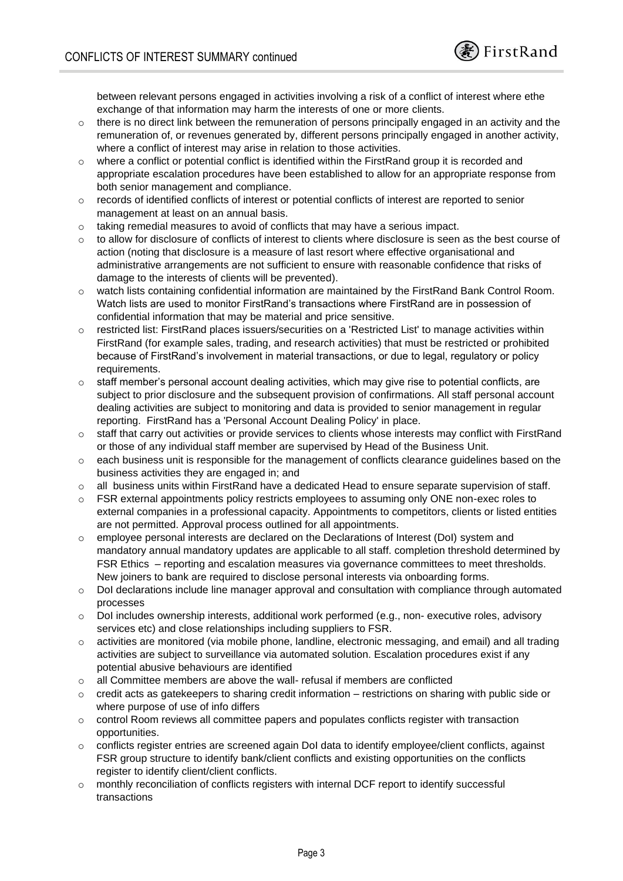between relevant persons engaged in activities involving a risk of a conflict of interest where ethe exchange of that information may harm the interests of one or more clients.

- there is no direct link between the remuneration of persons principally engaged in an activity and the remuneration of, or revenues generated by, different persons principally engaged in another activity, where a conflict of interest may arise in relation to those activities.
- where a conflict or potential conflict is identified within the FirstRand group it is recorded and appropriate escalation procedures have been established to allow for an appropriate response from both senior management and compliance.
- records of identified conflicts of interest or potential conflicts of interest are reported to senior management at least on an annual basis.
- taking remedial measures to avoid of conflicts that may have a serious impact.
- to allow for disclosure of conflicts of interest to clients where disclosure is seen as the best course of action (noting that disclosure is a measure of last resort where effective organisational and administrative arrangements are not sufficient to ensure with reasonable confidence that risks of damage to the interests of clients will be prevented).
- watch lists containing confidential information are maintained by the FirstRand Bank Control Room. Watch lists are used to monitor FirstRand's transactions where FirstRand are in possession of confidential information that may be material and price sensitive.
- restricted list: FirstRand places issuers/securities on a 'Restricted List' to manage activities within FirstRand (for example sales, trading, and research activities) that must be restricted or prohibited because of FirstRand's involvement in material transactions, or due to legal, regulatory or policy requirements.
- staff member's personal account dealing activities, which may give rise to potential conflicts, are subject to prior disclosure and the subsequent provision of confirmations. All staff personal account dealing activities are subject to monitoring and data is provided to senior management in regular reporting. FirstRand has a 'Personal Account Dealing Policy' in place.
- staff that carry out activities or provide services to clients whose interests may conflict with FirstRand or those of any individual staff member are supervised by Head of the Business Unit.
- each business unit is responsible for the management of conflicts clearance guidelines based on the business activities they are engaged in; and
- all business units within FirstRand have a dedicated Head to ensure separate supervision of staff.
- FSR external appointments policy restricts employees to assuming only ONE non-exec roles to external companies in a professional capacity. Appointments to competitors, clients or listed entities are not permitted. Approval process outlined for all appointments.
- employee personal interests are declared on the Declarations of Interest (DoI) system and mandatory annual mandatory updates are applicable to all staff. completion threshold determined by FSR Ethics – reporting and escalation measures via governance committees to meet thresholds. New joiners to bank are required to disclose personal interests via onboarding forms.
- DoI declarations include line manager approval and consultation with compliance through automated processes
- DoI includes ownership interests, additional work performed (e.g., non- executive roles, advisory services etc) and close relationships including suppliers to FSR.
- activities are monitored (via mobile phone, landline, electronic messaging, and email) and all trading activities are subject to surveillance via automated solution. Escalation procedures exist if any potential abusive behaviours are identified
- all Committee members are above the wall- refusal if members are conflicted
- credit acts as gatekeepers to sharing credit information – restrictions on sharing with public side or where purpose of use of info differs
- control Room reviews all committee papers and populates conflicts register with transaction opportunities.
- conflicts register entries are screened again DoI data to identify employee/client conflicts, against FSR group structure to identify bank/client conflicts and existing opportunities on the conflicts register to identify client/client conflicts.
- monthly reconciliation of conflicts registers with internal DCF report to identify successful transactions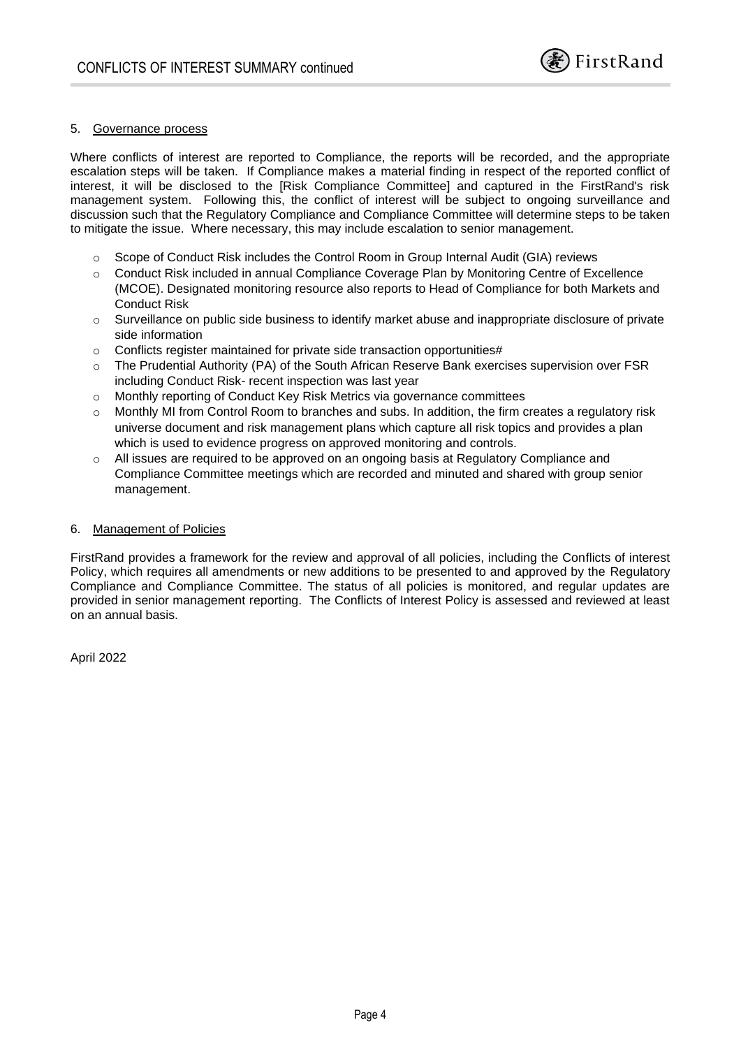5. Governance process

Where conflicts of interest are reported to Compliance, the reports will be recorded, and the appropriate escalation steps will be taken. If Compliance makes a material finding in respect of the reported conflict of interest, it will be disclosed to the [Risk Compliance Committee] and captured in the FirstRand's risk management system. Following this, the conflict of interest will be subject to ongoing surveillance and discussion such that the Regulatory Compliance and Compliance Committee will determine steps to be taken to mitigate the issue. Where necessary, this may include escalation to senior management.

- Scope of Conduct Risk includes the Control Room in Group Internal Audit (GIA) reviews
- Conduct Risk included in annual Compliance Coverage Plan by Monitoring Centre of Excellence (MCOE). Designated monitoring resource also reports to Head of Compliance for both Markets and Conduct Risk
- Surveillance on public side business to identify market abuse and inappropriate disclosure of private side information
- Conflicts register maintained for private side transaction opportunities#
- The Prudential Authority (PA) of the South African Reserve Bank exercises supervision over FSR including Conduct Risk- recent inspection was last year
- Monthly reporting of Conduct Key Risk Metrics via governance committees
- Monthly MI from Control Room to branches and subs. In addition, the firm creates a regulatory risk universe document and risk management plans which capture all risk topics and provides a plan which is used to evidence progress on approved monitoring and controls.
- All issues are required to be approved on an ongoing basis at Regulatory Compliance and Compliance Committee meetings which are recorded and minuted and shared with group senior management.

6. Management of Policies

FirstRand provides a framework for the review and approval of all policies, including the Conflicts of interest Policy, which requires all amendments or new additions to be presented to and approved by the Regulatory Compliance and Compliance Committee. The status of all policies is monitored, and regular updates are provided in senior management reporting. The Conflicts of Interest Policy is assessed and reviewed at least on an annual basis.

April 2022